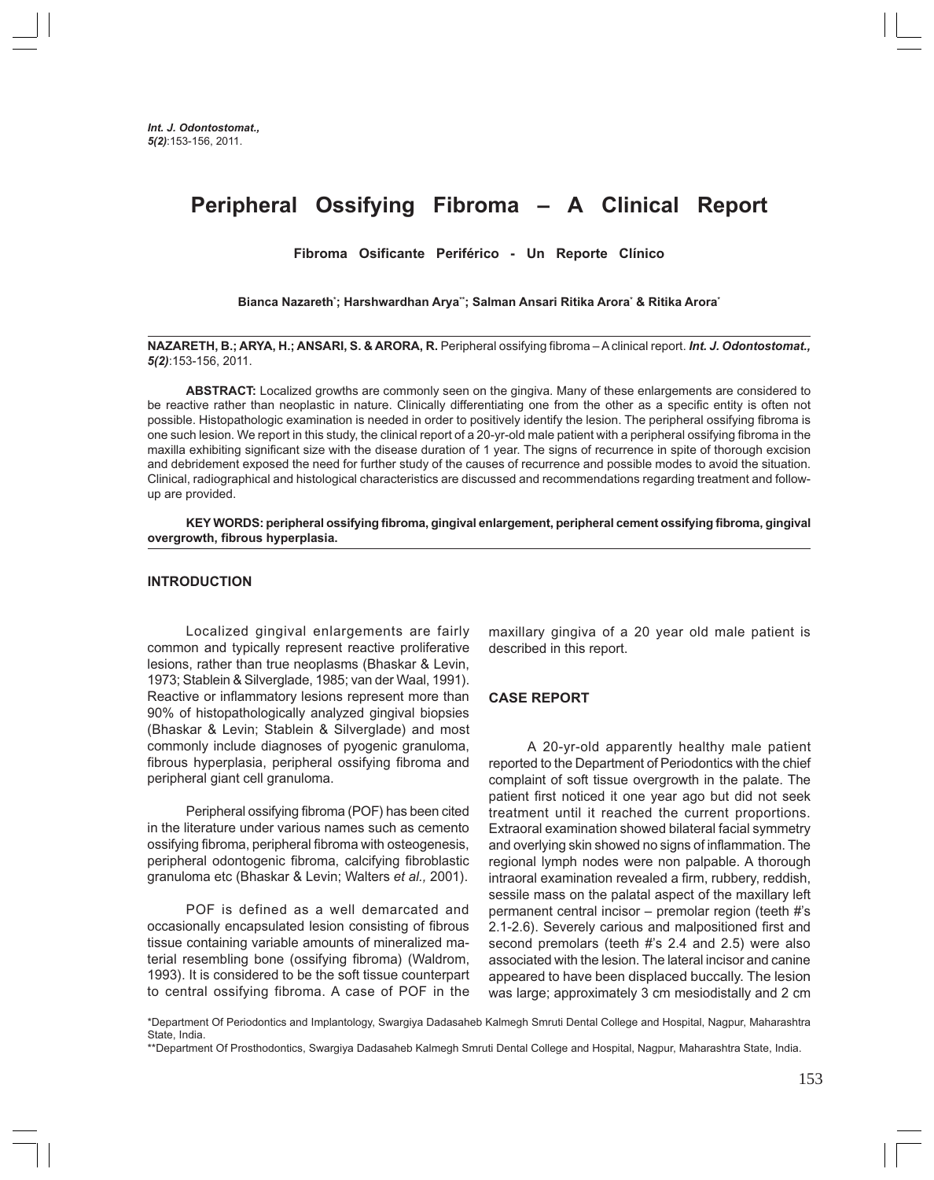# Peripheral Ossifying Fibroma – A Clinical Report

**Fibroma Osificante Periférico - Un Reporte Clínico**

**Bianca Nazareth[*]; Harshwardhan Arya[**]; Salman Ansari Ritika Arora[*] & Ritika Arora[*]**

**NAZARETH, B.; ARYA, H.; ANSARI, S. & ARORA, R.** Peripheral ossifying fibroma – A clinical report. ***Int. J. Odontostomat., 5(2)***:153-156, 2011.

**ABSTRACT:** Localized growths are commonly seen on the gingiva. Many of these enlargements are considered to be reactive rather than neoplastic in nature. Clinically differentiating one from the other as a specific entity is often not possible. Histopathologic examination is needed in order to positively identify the lesion. The peripheral ossifying fibroma is one such lesion. We report in this study, the clinical report of a 20-yr-old male patient with a peripheral ossifying fibroma in the maxilla exhibiting significant size with the disease duration of 1 year. The signs of recurrence in spite of thorough excision and debridement exposed the need for further study of the causes of recurrence and possible modes to avoid the situation. Clinical, radiographical and histological characteristics are discussed and recommendations regarding treatment and follow-up are provided.

**KEY WORDS: peripheral ossifying fibroma, gingival enlargement, peripheral cement ossifying fibroma, gingival overgrowth, fibrous hyperplasia.**

## INTRODUCTION

Localized gingival enlargements are fairly common and typically represent reactive proliferative lesions, rather than true neoplasms (Bhaskar & Levin, 1973; Stablein & Silverglade, 1985; van der Waal, 1991). Reactive or inflammatory lesions represent more than 90% of histopathologically analyzed gingival biopsies (Bhaskar & Levin; Stablein & Silverglade) and most commonly include diagnoses of pyogenic granuloma, fibrous hyperplasia, peripheral ossifying fibroma and peripheral giant cell granuloma.

Peripheral ossifying fibroma (POF) has been cited in the literature under various names such as cemento ossifying fibroma, peripheral fibroma with osteogenesis, peripheral odontogenic fibroma, calcifying fibroblastic granuloma etc (Bhaskar & Levin; Walters *et al.,* 2001).

POF is defined as a well demarcated and occasionally encapsulated lesion consisting of fibrous tissue containing variable amounts of mineralized material resembling bone (ossifying fibroma) (Waldrom, 1993). It is considered to be the soft tissue counterpart to central ossifying fibroma. A case of POF in the maxillary gingiva of a 20 year old male patient is described in this report.

## CASE REPORT

A 20-yr-old apparently healthy male patient reported to the Department of Periodontics with the chief complaint of soft tissue overgrowth in the palate. The patient first noticed it one year ago but did not seek treatment until it reached the current proportions. Extraoral examination showed bilateral facial symmetry and overlying skin showed no signs of inflammation. The regional lymph nodes were non palpable. A thorough intraoral examination revealed a firm, rubbery, reddish, sessile mass on the palatal aspect of the maxillary left permanent central incisor – premolar region (teeth #'s 2.1-2.6). Severely carious and malpositioned first and second premolars (teeth #'s 2.4 and 2.5) were also associated with the lesion. The lateral incisor and canine appeared to have been displaced buccally. The lesion was large; approximately 3 cm mesiodistally and 2 cm

*Department Of Periodontics and Implantology, Swargiya Dadasaheb Kalmegh Smruti Dental College and Hospital, Nagpur, Maharashtra State, India.

**Department Of Prosthodontics, Swargiya Dadasaheb Kalmegh Smruti Dental College and Hospital, Nagpur, Maharashtra State, India.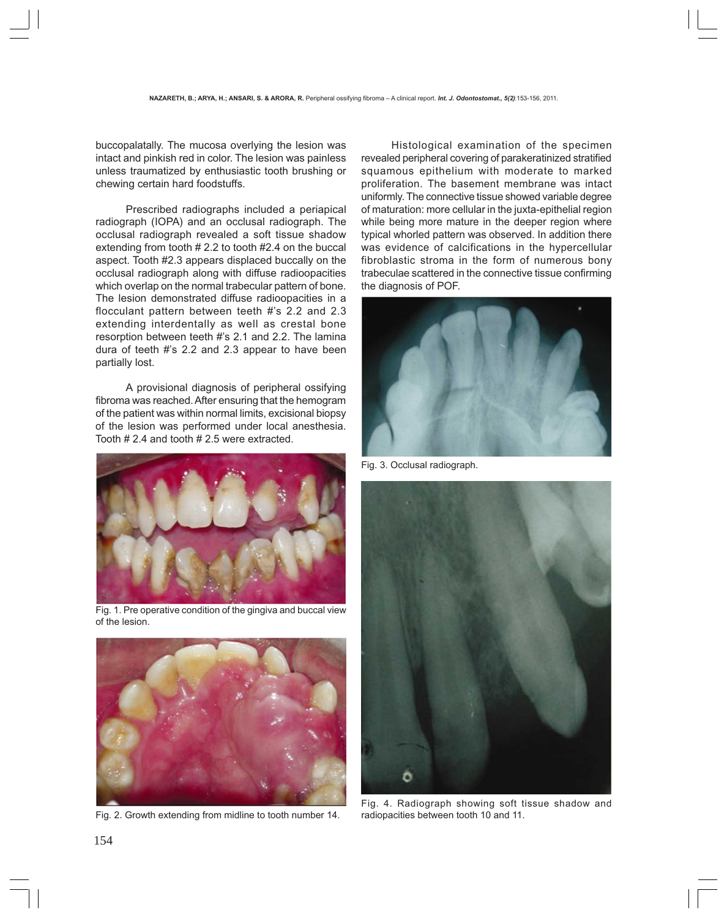buccopalatally. The mucosa overlying the lesion was intact and pinkish red in color. The lesion was painless unless traumatized by enthusiastic tooth brushing or chewing certain hard foodstuffs.

Prescribed radiographs included a periapical radiograph (IOPA) and an occlusal radiograph. The occlusal radiograph revealed a soft tissue shadow extending from tooth # 2.2 to tooth #2.4 on the buccal aspect. Tooth #2.3 appears displaced buccally on the occlusal radiograph along with diffuse radioopacities which overlap on the normal trabecular pattern of bone. The lesion demonstrated diffuse radioopacities in a flocculant pattern between teeth #'s 2.2 and 2.3 extending interdentally as well as crestal bone resorption between teeth #'s 2.1 and 2.2. The lamina dura of teeth #'s 2.2 and 2.3 appear to have been partially lost.

A provisional diagnosis of peripheral ossifying fibroma was reached. After ensuring that the hemogram of the patient was within normal limits, excisional biopsy of the lesion was performed under local anesthesia. Tooth # 2.4 and tooth # 2.5 were extracted.

Fig. 1. Pre operative condition of the gingiva and buccal view of the lesion.

Fig. 2. Growth extending from midline to tooth number 14.

Histological examination of the specimen revealed peripheral covering of parakeratinized stratified squamous epithelium with moderate to marked proliferation. The basement membrane was intact uniformly. The connective tissue showed variable degree of maturation: more cellular in the juxta-epithelial region while being more mature in the deeper region where typical whorled pattern was observed. In addition there was evidence of calcifications in the hypercellular fibroblastic stroma in the form of numerous bony trabeculae scattered in the connective tissue confirming the diagnosis of POF.

Fig. 3. Occlusal radiograph.

Fig. 4. Radiograph showing soft tissue shadow and radiopacities between tooth 10 and 11.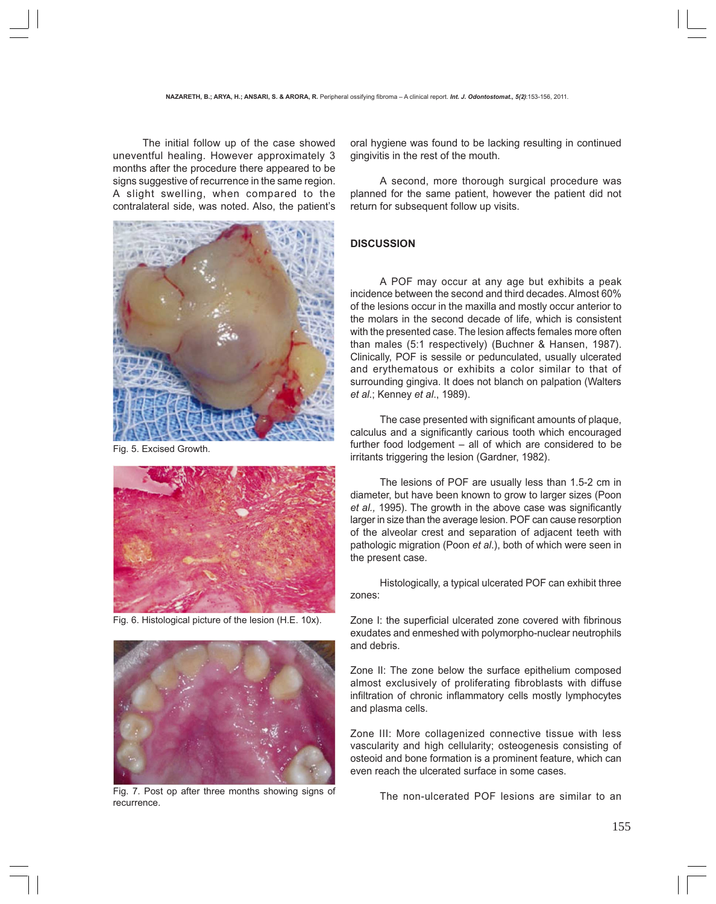The initial follow up of the case showed uneventful healing. However approximately 3 months after the procedure there appeared to be signs suggestive of recurrence in the same region. A slight swelling, when compared to the contralateral side, was noted. Also, the patient's oral hygiene was found to be lacking resulting in continued gingivitis in the rest of the mouth.

Fig. 5. Excised Growth.

Fig. 6. Histological picture of the lesion (H.E. 10x).

Fig. 7. Post op after three months showing signs of recurrence.

A second, more thorough surgical procedure was planned for the same patient, however the patient did not return for subsequent follow up visits.

## DISCUSSION

A POF may occur at any age but exhibits a peak incidence between the second and third decades. Almost 60% of the lesions occur in the maxilla and mostly occur anterior to the molars in the second decade of life, which is consistent with the presented case. The lesion affects females more often than males (5:1 respectively) (Buchner & Hansen, 1987). Clinically, POF is sessile or pedunculated, usually ulcerated and erythematous or exhibits a color similar to that of surrounding gingiva. It does not blanch on palpation (Walters *et al.*; Kenney *et al*., 1989).

The case presented with significant amounts of plaque, calculus and a significantly carious tooth which encouraged further food lodgement – all of which are considered to be irritants triggering the lesion (Gardner, 1982).

The lesions of POF are usually less than 1.5-2 cm in diameter, but have been known to grow to larger sizes (Poon *et al.,* 1995). The growth in the above case was significantly larger in size than the average lesion. POF can cause resorption of the alveolar crest and separation of adjacent teeth with pathologic migration (Poon *et al*.), both of which were seen in the present case.

Histologically, a typical ulcerated POF can exhibit three zones:

Zone I: the superficial ulcerated zone covered with fibrinous exudates and enmeshed with polymorpho-nuclear neutrophils and debris.

Zone II: The zone below the surface epithelium composed almost exclusively of proliferating fibroblasts with diffuse infiltration of chronic inflammatory cells mostly lymphocytes and plasma cells.

Zone III: More collagenized connective tissue with less vascularity and high cellularity; osteogenesis consisting of osteoid and bone formation is a prominent feature, which can even reach the ulcerated surface in some cases.

The non-ulcerated POF lesions are similar to an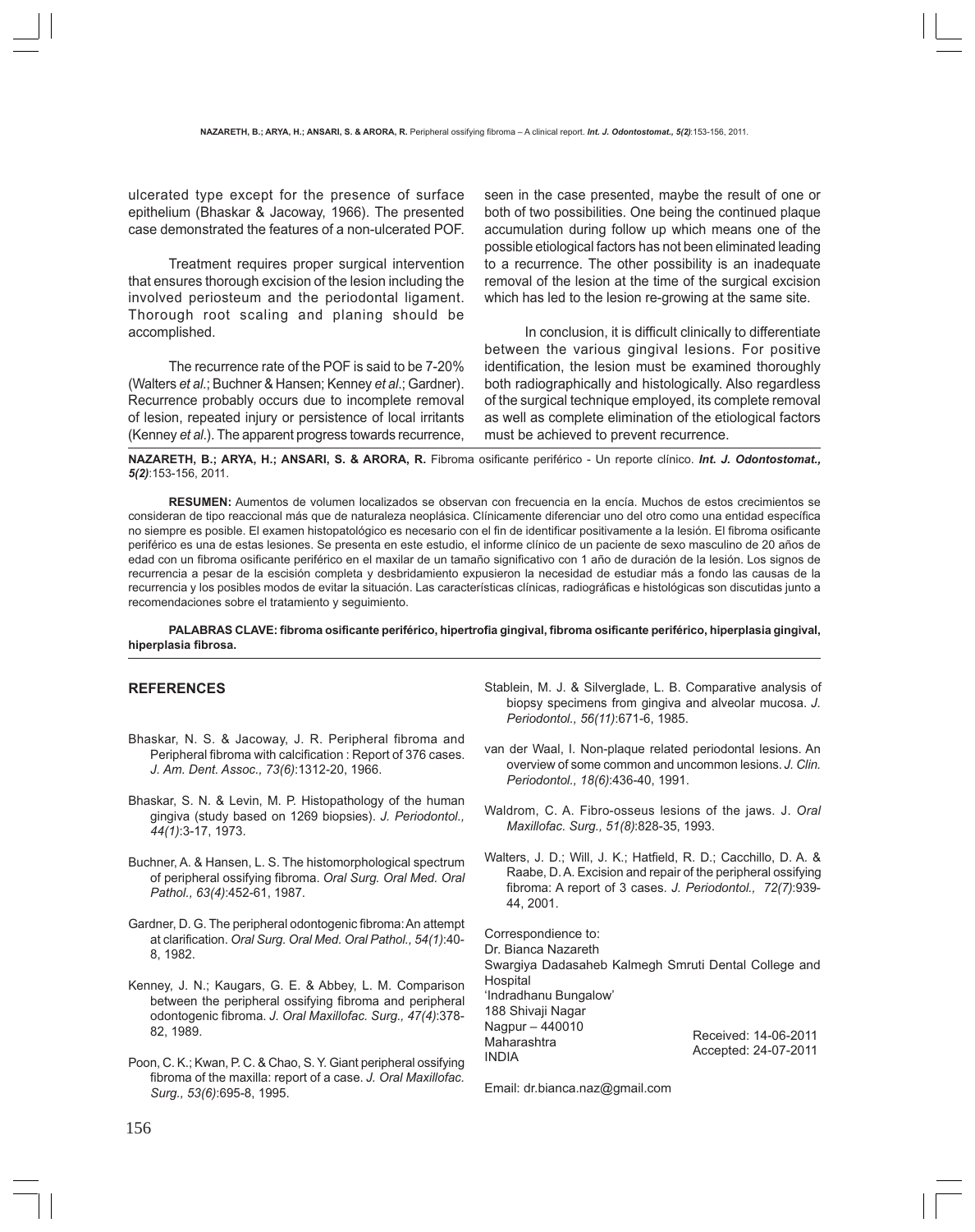ulcerated type except for the presence of surface epithelium (Bhaskar & Jacoway, 1966). The presented case demonstrated the features of a non-ulcerated POF.

Treatment requires proper surgical intervention that ensures thorough excision of the lesion including the involved periosteum and the periodontal ligament. Thorough root scaling and planing should be accomplished.

The recurrence rate of the POF is said to be 7-20% (Walters *et al*.; Buchner & Hansen; Kenney *et al*.; Gardner). Recurrence probably occurs due to incomplete removal of lesion, repeated injury or persistence of local irritants (Kenney *et al*.). The apparent progress towards recurrence, seen in the case presented, maybe the result of one or both of two possibilities. One being the continued plaque accumulation during follow up which means one of the possible etiological factors has not been eliminated leading to a recurrence. The other possibility is an inadequate removal of the lesion at the time of the surgical excision which has led to the lesion re-growing at the same site.

In conclusion, it is difficult clinically to differentiate between the various gingival lesions. For positive identification, the lesion must be examined thoroughly both radiographically and histologically. Also regardless of the surgical technique employed, its complete removal as well as complete elimination of the etiological factors must be achieved to prevent recurrence.

**NAZARETH, B.; ARYA, H.; ANSARI, S. & ARORA, R.** Fibroma osificante periférico - Un reporte clínico. ***Int. J. Odontostomat., 5(2)***:153-156, 2011.

**RESUMEN:** Aumentos de volumen localizados se observan con frecuencia en la encía. Muchos de estos crecimientos se consideran de tipo reaccional más que de naturaleza neoplásica. Clínicamente diferenciar uno del otro como una entidad específica no siempre es posible. El examen histopatológico es necesario con el fin de identificar positivamente a la lesión. El fibroma osificante periférico es una de estas lesiones. Se presenta en este estudio, el informe clínico de un paciente de sexo masculino de 20 años de edad con un fibroma osificante periférico en el maxilar de un tamaño significativo con 1 año de duración de la lesión. Los signos de recurrencia a pesar de la escisión completa y desbridamiento expusieron la necesidad de estudiar más a fondo las causas de la recurrencia y los posibles modos de evitar la situación. Las características clínicas, radiográficas e histológicas son discutidas junto a recomendaciones sobre el tratamiento y seguimiento.

**PALABRAS CLAVE: fibroma osificante periférico, hipertrofia gingival, fibroma osificante periférico, hiperplasia gingival, hiperplasia fibrosa.**

## REFERENCES

Bhaskar, N. S. & Jacoway, J. R. Peripheral fibroma and Peripheral fibroma with calcification : Report of 376 cases. *J. Am. Dent. Assoc., 73(6)*:1312-20, 1966.

Bhaskar, S. N. & Levin, M. P. Histopathology of the human gingiva (study based on 1269 biopsies). *J. Periodontol., 44(1)*:3-17, 1973.

Buchner, A. & Hansen, L. S. The histomorphological spectrum of peripheral ossifying fibroma. *Oral Surg. Oral Med. Oral Pathol., 63(4)*:452-61, 1987.

Gardner, D. G. The peripheral odontogenic fibroma: An attempt at clarification. *Oral Surg. Oral Med. Oral Pathol., 54(1)*:40-8, 1982.

Kenney, J. N.; Kaugars, G. E. & Abbey, L. M. Comparison between the peripheral ossifying fibroma and peripheral odontogenic fibroma. *J. Oral Maxillofac. Surg., 47(4)*:378-82, 1989.

Poon, C. K.; Kwan, P. C. & Chao, S. Y. Giant peripheral ossifying fibroma of the maxilla: report of a case. *J. Oral Maxillofac. Surg., 53(6)*:695-8, 1995.

Stablein, M. J. & Silverglade, L. B. Comparative analysis of biopsy specimens from gingiva and alveolar mucosa. *J. Periodontol., 56(11)*:671-6, 1985.

van der Waal, I. Non-plaque related periodontal lesions. An overview of some common and uncommon lesions. *J. Clin. Periodontol., 18(6)*:436-40, 1991.

Waldrom, C. A. Fibro-osseus lesions of the jaws. J. *Oral Maxillofac. Surg., 51(8)*:828-35, 1993.

Walters, J. D.; Will, J. K.; Hatfield, R. D.; Cacchillo, D. A. & Raabe, D. A. Excision and repair of the peripheral ossifying fibroma: A report of 3 cases. *J. Periodontol., 72(7)*:939-44, 2001.

Correspondience to:
Dr. Bianca Nazareth
Swargiya Dadasaheb Kalmegh Smruti Dental College and Hospital
'Indradhanu Bungalow'
188 Shivaji Nagar
Nagpur – 440010
Maharashtra
INDIA

Email: dr.bianca.naz@gmail.com

Received: 14-06-2011
Accepted: 24-07-2011